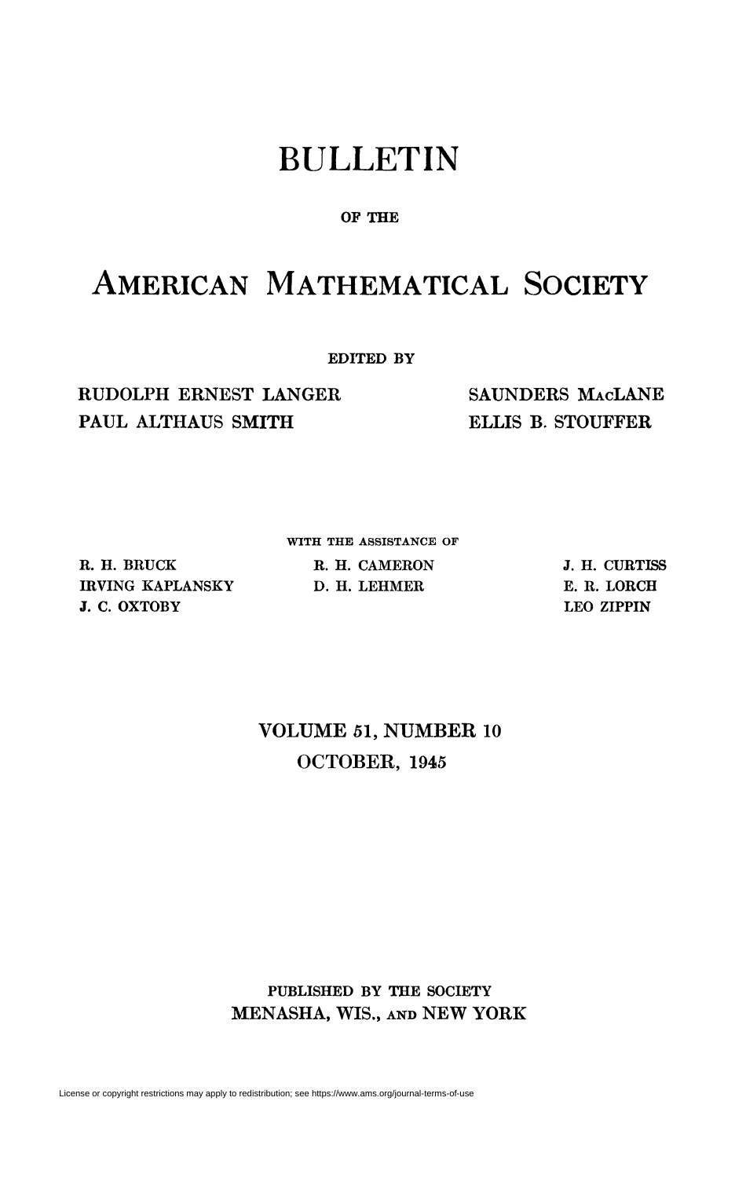# BULLETIN

OF THE

# AMERICAN MATHEMATICAL SOCIETY

EDITED BY

RUDOLPH ERNEST LANGER
PAUL ALTHAUS SMITH

SAUNDERS MACLANE
ELLIS B. STOUFFER

WITH THE ASSISTANCE OF

R. H. BRUCK
IRVING KAPLANSKY
J. C. OXTOBY

R. H. CAMERON
D. H. LEHMER

J. H. CURTISS
E. R. LORCH
LEO ZIPPIN

VOLUME 51, NUMBER 10
OCTOBER, 1945

PUBLISHED BY THE SOCIETY
MENASHA, WIS., AND NEW YORK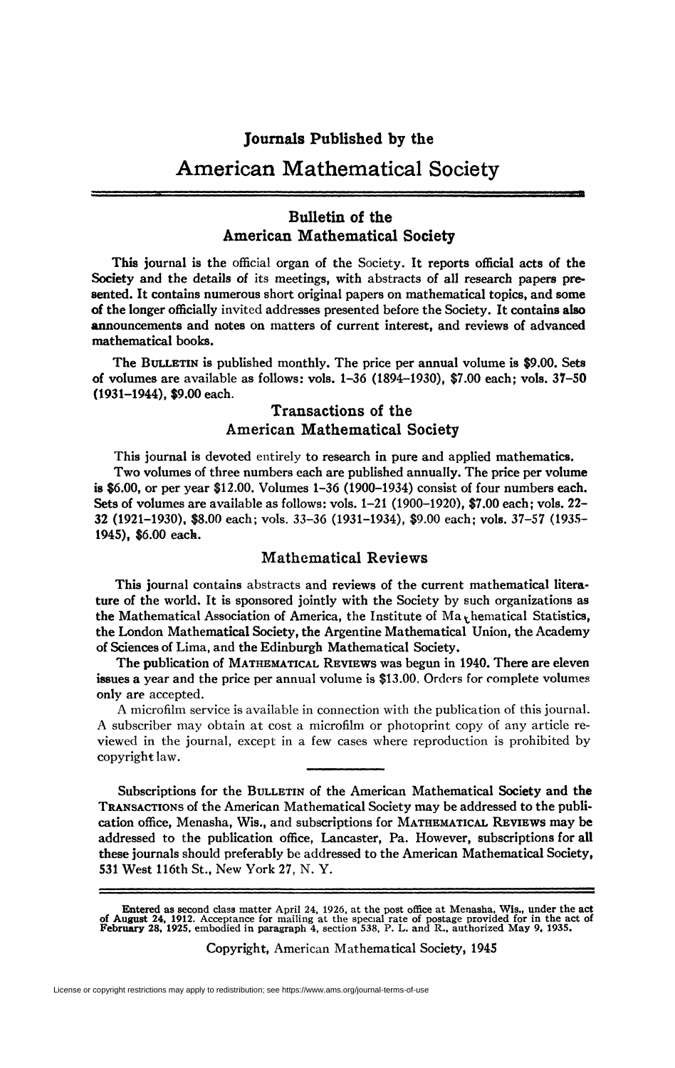# Journals Published by the

# American Mathematical Society

## Bulletin of the American Mathematical Society

This journal is the official organ of the Society. It reports official acts of the Society and the details of its meetings, with abstracts of all research papers presented. It contains numerous short original papers on mathematical topics, and some of the longer officially invited addresses presented before the Society. It contains also announcements and notes on matters of current interest, and reviews of advanced mathematical books.

The BULLETIN is published monthly. The price per annual volume is $9.00. Sets of volumes are available as follows: vols. 1–36 (1894–1930), $7.00 each; vols. 37–50 (1931–1944), $9.00 each.

## Transactions of the American Mathematical Society

This journal is devoted entirely to research in pure and applied mathematics.

Two volumes of three numbers each are published annually. The price per volume is $6.00, or per year $12.00. Volumes 1–36 (1900–1934) consist of four numbers each. Sets of volumes are available as follows: vols. 1–21 (1900–1920), $7.00 each; vols. 22–32 (1921–1930), $8.00 each; vols. 33–36 (1931–1934), $9.00 each; vols. 37–57 (1935–1945), $6.00 each.

## Mathematical Reviews

This journal contains abstracts and reviews of the current mathematical literature of the world. It is sponsored jointly with the Society by such organizations as the Mathematical Association of America, the Institute of Mathematical Statistics, the London Mathematical Society, the Argentine Mathematical Union, the Academy of Sciences of Lima, and the Edinburgh Mathematical Society.

The publication of MATHEMATICAL REVIEWS was begun in 1940. There are eleven issues a year and the price per annual volume is $13.00. Orders for complete volumes only are accepted.

A microfilm service is available in connection with the publication of this journal. A subscriber may obtain at cost a microfilm or photoprint copy of any article reviewed in the journal, except in a few cases where reproduction is prohibited by copyright law.

---

Subscriptions for the BULLETIN of the American Mathematical Society and the TRANSACTIONS of the American Mathematical Society may be addressed to the publication office, Menasha, Wis., and subscriptions for MATHEMATICAL REVIEWS may be addressed to the publication office, Lancaster, Pa. However, subscriptions for all these journals should preferably be addressed to the American Mathematical Society, 531 West 116th St., New York 27, N. Y.

---

Entered as second class matter April 24, 1926, at the post office at Menasha, Wis., under the act of August 24, 1912. Acceptance for mailing at the special rate of postage provided for in the act of February 28, 1925, embodied in paragraph 4, section 538, P. L. and R., authorized May 9, 1935.

Copyright, American Mathematical Society, 1945

License or copyright restrictions may apply to redistribution; see https://www.ams.org/journal-terms-of-use